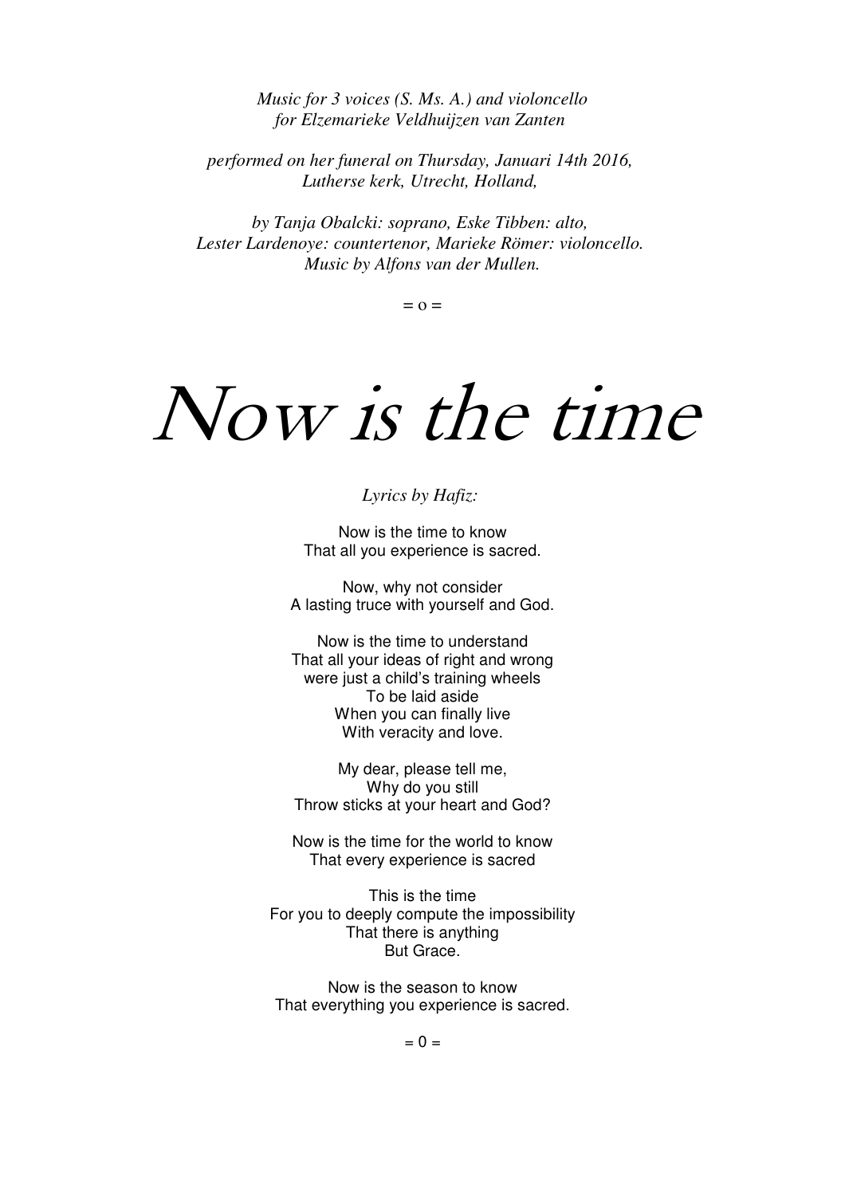*Music for 3 voices (S. Ms. A.) and violoncello*
*for Elzemarieke Veldhuijzen van Zanten*

*performed on her funeral on Thursday, Januari 14th 2016,*
*Lutherse kerk, Utrecht, Holland,*

*by Tanja Obalcki: soprano, Eske Tibben: alto,*
*Lester Lardenoye: countertenor, Marieke Römer: violoncello.*
*Music by Alfons van der Mullen.*

= o =

# *Now is the time*

*Lyrics by Hafiz:*

Now is the time to know
That all you experience is sacred.

Now, why not consider
A lasting truce with yourself and God.

Now is the time to understand
That all your ideas of right and wrong
were just a child's training wheels
To be laid aside
When you can finally live
With veracity and love.

My dear, please tell me,
Why do you still
Throw sticks at your heart and God?

Now is the time for the world to know
That every experience is sacred

This is the time
For you to deeply compute the impossibility
That there is anything
But Grace.

Now is the season to know
That everything you experience is sacred.

= 0 =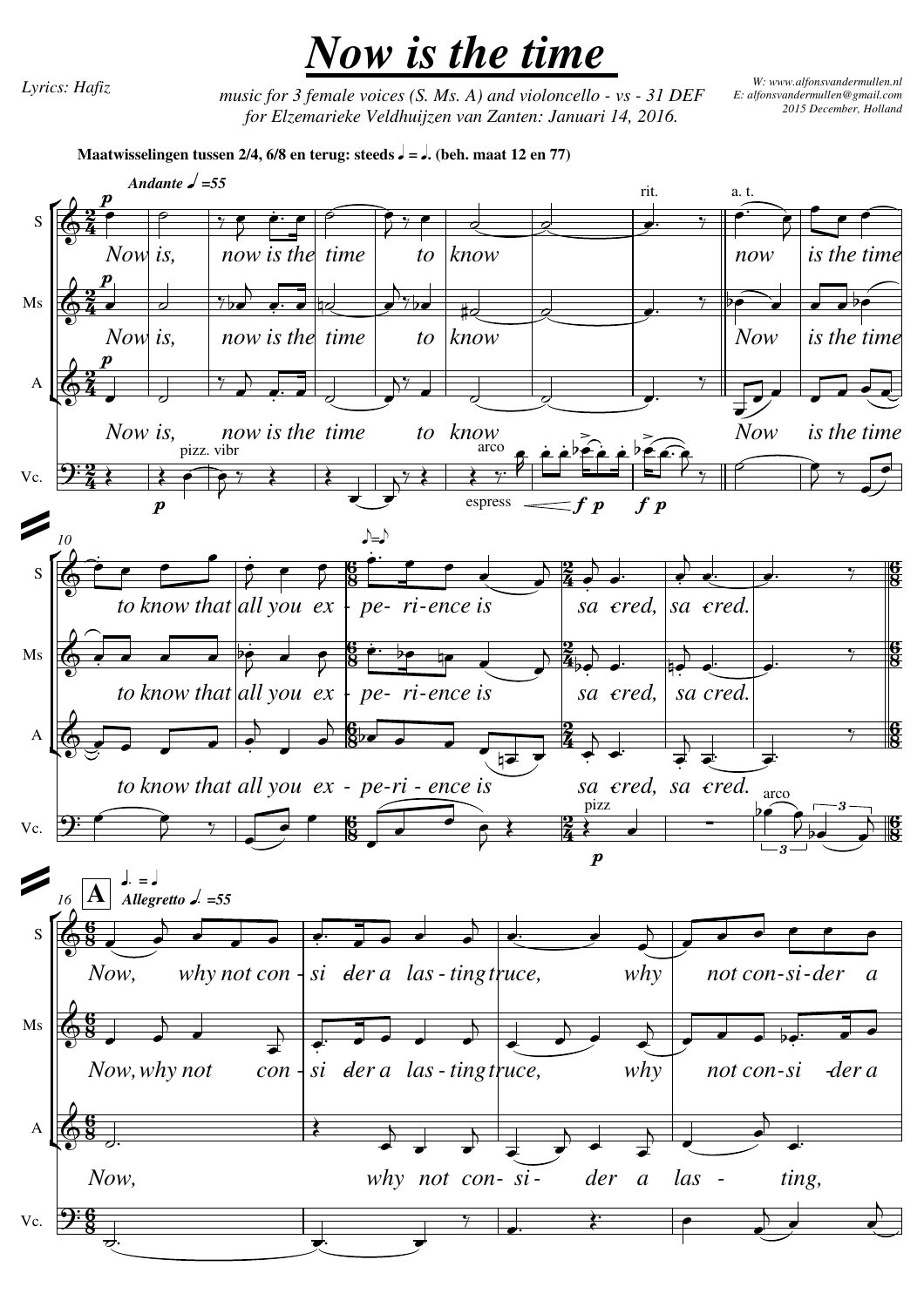# *Now is the time*

*Lyrics: Hafiz*

*music for 3 female voices (S. Ms. A) and violoncello - vs - 31 DEF*
*for Elzemarieke Veldhuijzen van Zanten: Januari 14, 2016.*

*W: www.alfonsvandermullen.nl*
*E: alfonsvandermullen@gmail.com*
*2015 December, Holland*

**Maatwisselingen tussen 2/4, 6/8 en terug: steeds ♩ = ♩. (beh. maat 12 en 77)**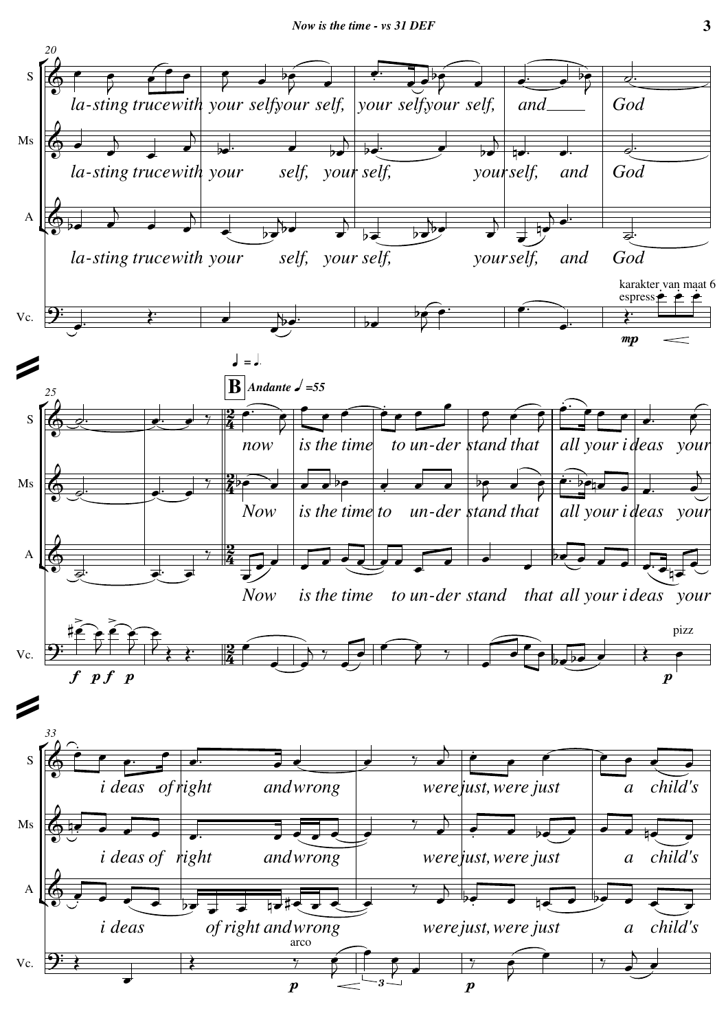**Systems 1–3 (measures 20–37)**

Parts: S, Ms, A, Vc.

**m. 20**

S: la-sting truce with your self your self, your self your self, and God

Ms: la-sting truce with your self, your self, your self, and God

A: la-sting truce with your self, your self, your self, and God

Vc.: karakter van maat 6, espress., *mp*

**m. 25**

Vc.: *f* *p* *f* *p*

♩ = ♩.

**B** *Andante* ♩ =55

S: now is the time to un-der stand that all your i deas your

Ms: Now is the time to un-der stand that all your i deas your

A: Now is the time to un-der stand that all your i deas your

Vc.: pizz, *p*

**m. 33**

S: i deas of right and wrong were just, were just a child's

Ms: i deas of right and wrong were just, were just a child's

A: i deas of right and wrong were just, were just a child's

Vc.: arco, *p*, 3, *p*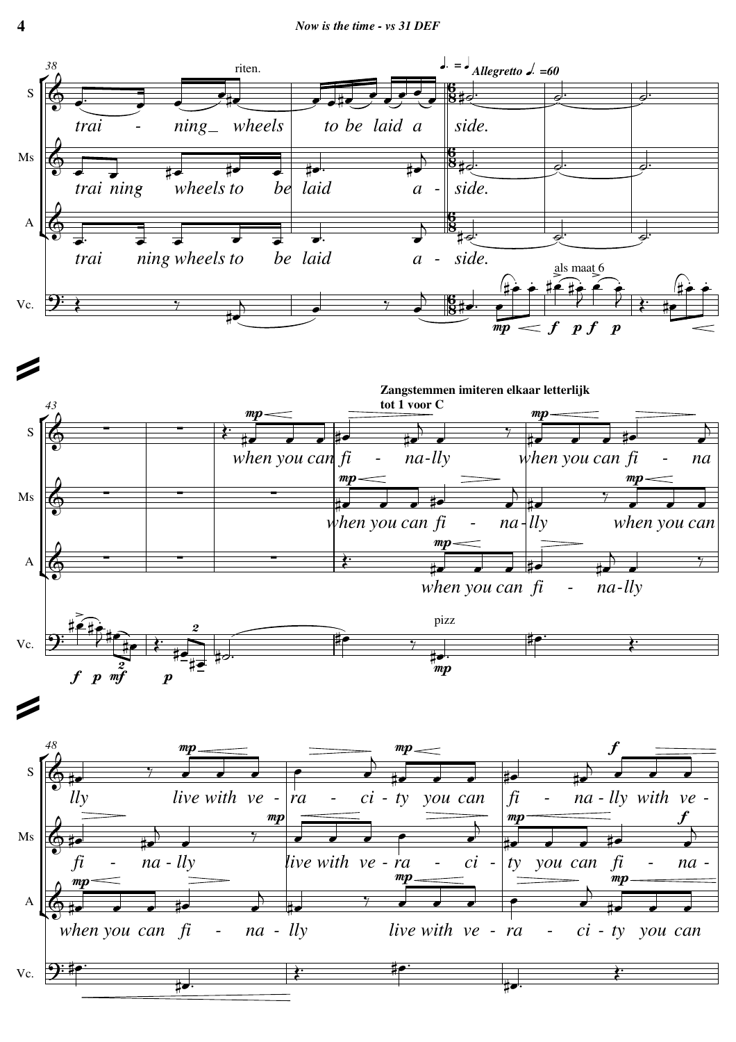riten.

Allegretto ♩. = 60

S: trai - ning_ wheels to be laid a side.

Ms: trai ning wheels to be laid a - side.

A: trai ning wheels to be laid a - side.

Vc.: als maat 6

**Zangstemmen imiteren elkaar letterlijk tot 1 voor C**

S: when you can fi - na-lly when you can fi - na lly live with ve - ra - ci - ty you can fi - na - lly with ve -

Ms: when you can fi - na-lly when you can fi - na - lly live with ve - ra - ci - ty you can fi - na -

A: when you can fi - na-lly when you can fi - na - lly live with ve - ra - ci - ty you can

Vc.: pizz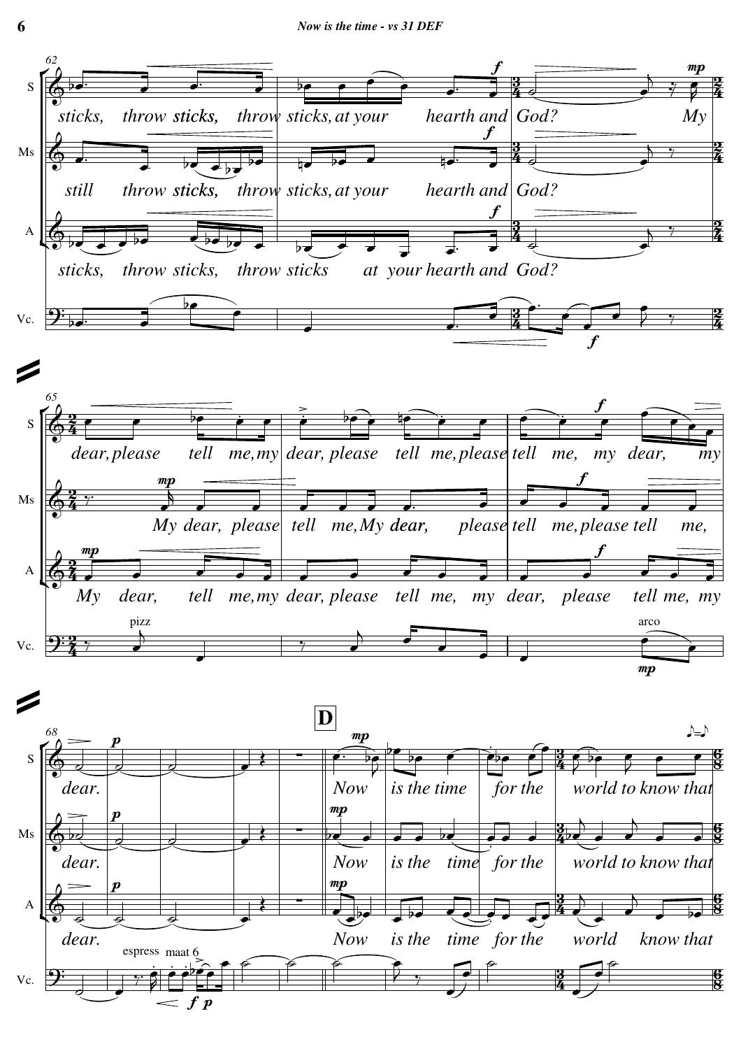**System 1 (mm. 62–64)**

S: sticks, throw sticks, throw sticks, at your hearth and God? My

Ms: still throw sticks, throw sticks, at your hearth and God?

A: sticks, throw sticks, throw sticks at your hearth and God?

Vc.

**System 2 (mm. 65–67)**

S: dear, please tell me, my dear, please tell me, please tell me, my dear, my

Ms: My dear, please tell me, My dear, please tell me, please tell me,

A: My dear, tell me, my dear, please tell me, my dear, please tell me, my

Vc.: pizz … arco

**System 3 (mm. 68–)**

**D**

S: dear. Now is the time for the world to know that

Ms: dear. Now is the time for the world to know that

A: dear. Now is the time for the world know that

Vc.: espress maat 6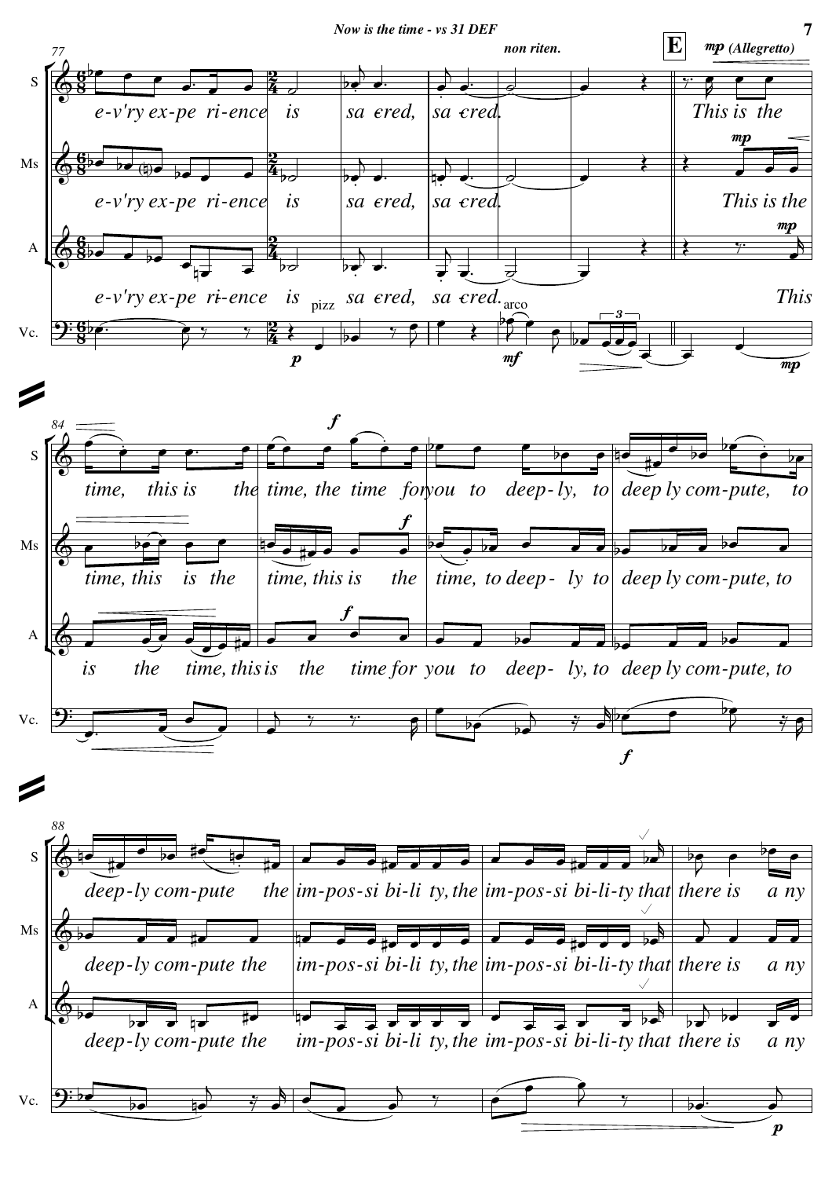non riten.

**E** *mp (Allegretto)*

S: e-v'ry ex-pe ri-ence is sa cred, sa cred. This is the

Ms: e-v'ry ex-pe ri-ence is sa cred, sa cred. This is the

A: e-v'ry ex-pe ri-ence is sa cred, sa cred. This

Vc.: pizz — arco

S: time, this is the time, the time for you to deep- ly, to deep ly com-pute, to

Ms: time, this is the time, this is the time, to deep- ly to deep ly com-pute, to

A: is the time, this is the time for you to deep- ly, to deep ly com-pute, to

S: deep-ly com-pute the im-pos-si bi-li ty, the im-pos-si bi-li-ty that there is a ny

Ms: deep-ly com-pute the im-pos-si bi-li ty, the im-pos-si bi-li-ty that there is a ny

A: deep-ly com-pute the im-pos-si bi-li ty, the im-pos-si bi-li-ty that there is a ny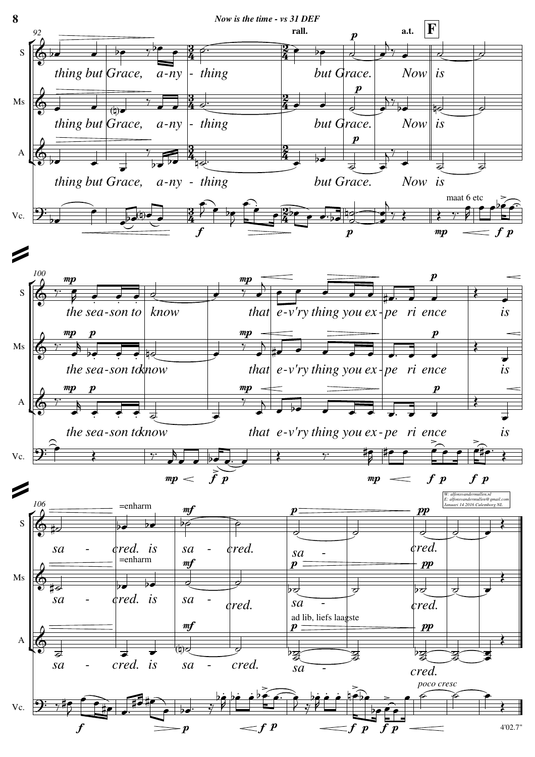*Now is the time - vs 31 DEF*